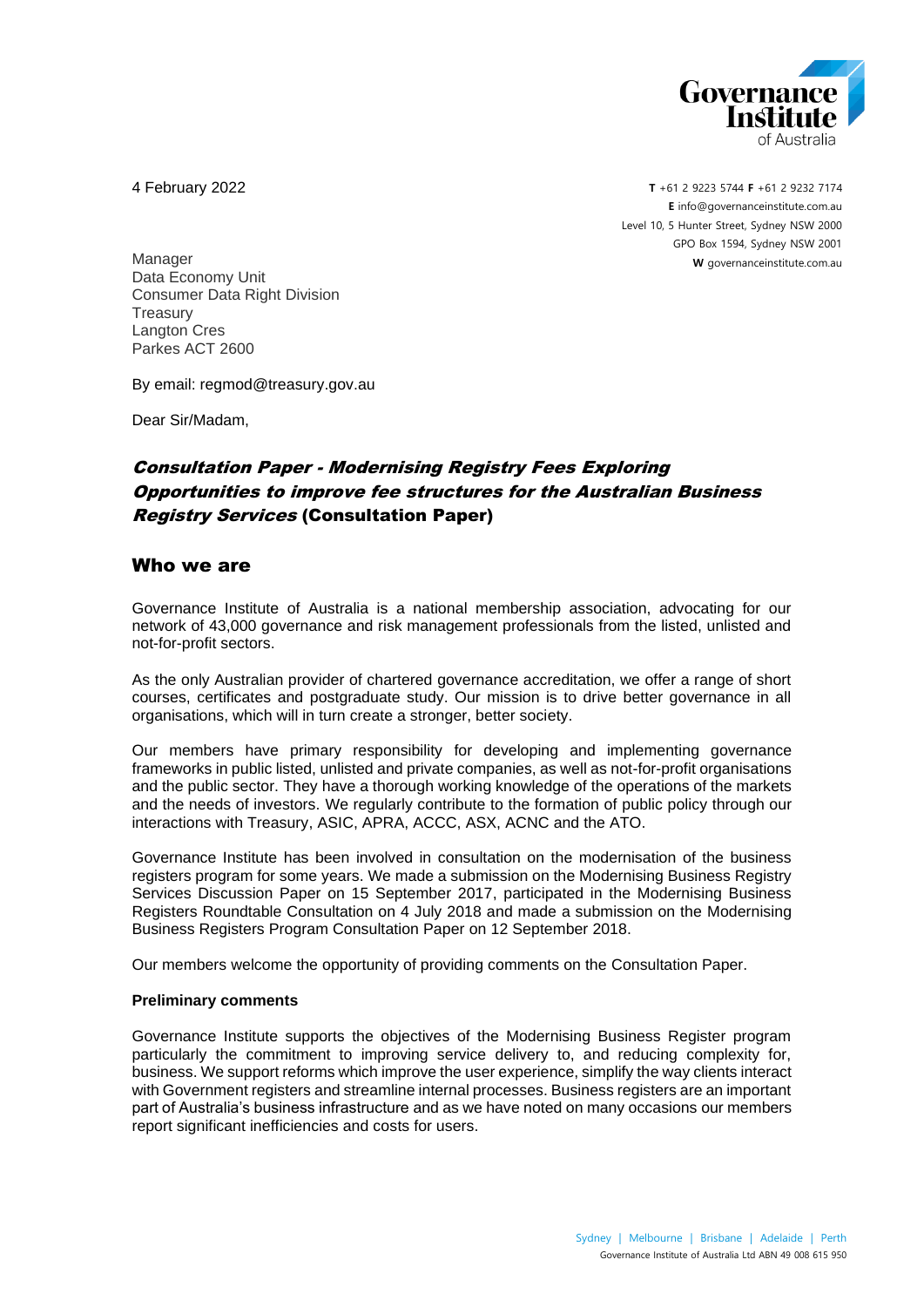4 February 2022

**T** +61 2 9223 5744 **F** +61 2 9232 7174
**E** info@governanceinstitute.com.au
Level 10, 5 Hunter Street, Sydney NSW 2000
GPO Box 1594, Sydney NSW 2001
**W** governanceinstitute.com.au

Manager
Data Economy Unit
Consumer Data Right Division
Treasury
Langton Cres
Parkes ACT 2600

By email: regmod@treasury.gov.au

Dear Sir/Madam,

## *Consultation Paper - Modernising Registry Fees Exploring Opportunities to improve fee structures for the Australian Business Registry Services* (Consultation Paper)

## Who we are

Governance Institute of Australia is a national membership association, advocating for our network of 43,000 governance and risk management professionals from the listed, unlisted and not-for-profit sectors.

As the only Australian provider of chartered governance accreditation, we offer a range of short courses, certificates and postgraduate study. Our mission is to drive better governance in all organisations, which will in turn create a stronger, better society.

Our members have primary responsibility for developing and implementing governance frameworks in public listed, unlisted and private companies, as well as not-for-profit organisations and the public sector. They have a thorough working knowledge of the operations of the markets and the needs of investors. We regularly contribute to the formation of public policy through our interactions with Treasury, ASIC, APRA, ACCC, ASX, ACNC and the ATO.

Governance Institute has been involved in consultation on the modernisation of the business registers program for some years. We made a submission on the Modernising Business Registry Services Discussion Paper on 15 September 2017, participated in the Modernising Business Registers Roundtable Consultation on 4 July 2018 and made a submission on the Modernising Business Registers Program Consultation Paper on 12 September 2018.

Our members welcome the opportunity of providing comments on the Consultation Paper.

**Preliminary comments**

Governance Institute supports the objectives of the Modernising Business Register program particularly the commitment to improving service delivery to, and reducing complexity for, business. We support reforms which improve the user experience, simplify the way clients interact with Government registers and streamline internal processes. Business registers are an important part of Australia's business infrastructure and as we have noted on many occasions our members report significant inefficiencies and costs for users.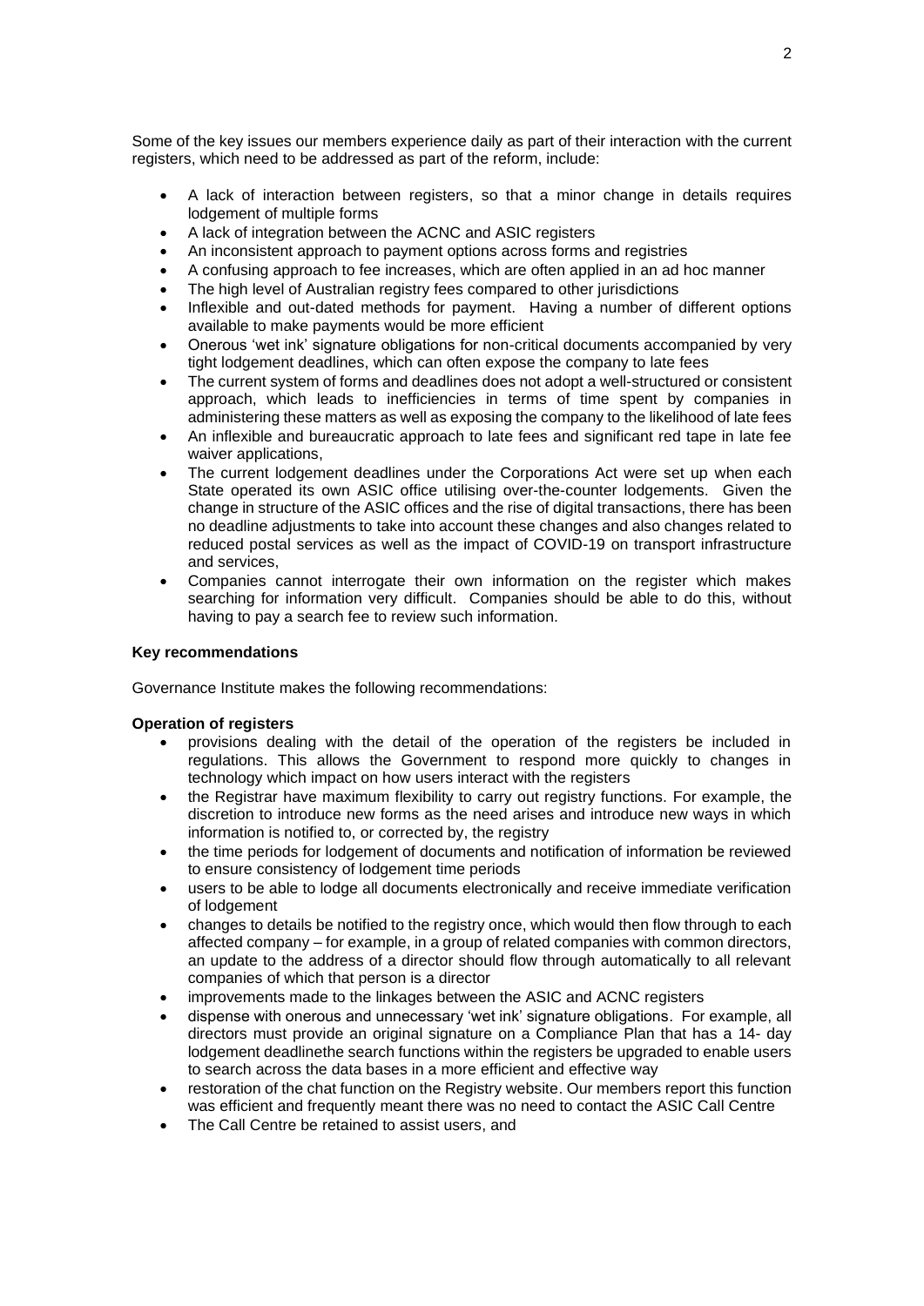Some of the key issues our members experience daily as part of their interaction with the current registers, which need to be addressed as part of the reform, include:

- A lack of interaction between registers, so that a minor change in details requires lodgement of multiple forms
- A lack of integration between the ACNC and ASIC registers
- An inconsistent approach to payment options across forms and registries
- A confusing approach to fee increases, which are often applied in an ad hoc manner
- The high level of Australian registry fees compared to other jurisdictions
- Inflexible and out-dated methods for payment. Having a number of different options available to make payments would be more efficient
- Onerous 'wet ink' signature obligations for non-critical documents accompanied by very tight lodgement deadlines, which can often expose the company to late fees
- The current system of forms and deadlines does not adopt a well-structured or consistent approach, which leads to inefficiencies in terms of time spent by companies in administering these matters as well as exposing the company to the likelihood of late fees
- An inflexible and bureaucratic approach to late fees and significant red tape in late fee waiver applications,
- The current lodgement deadlines under the Corporations Act were set up when each State operated its own ASIC office utilising over-the-counter lodgements. Given the change in structure of the ASIC offices and the rise of digital transactions, there has been no deadline adjustments to take into account these changes and also changes related to reduced postal services as well as the impact of COVID-19 on transport infrastructure and services,
- Companies cannot interrogate their own information on the register which makes searching for information very difficult. Companies should be able to do this, without having to pay a search fee to review such information.

**Key recommendations**

Governance Institute makes the following recommendations:

**Operation of registers**

- provisions dealing with the detail of the operation of the registers be included in regulations. This allows the Government to respond more quickly to changes in technology which impact on how users interact with the registers
- the Registrar have maximum flexibility to carry out registry functions. For example, the discretion to introduce new forms as the need arises and introduce new ways in which information is notified to, or corrected by, the registry
- the time periods for lodgement of documents and notification of information be reviewed to ensure consistency of lodgement time periods
- users to be able to lodge all documents electronically and receive immediate verification of lodgement
- changes to details be notified to the registry once, which would then flow through to each affected company – for example, in a group of related companies with common directors, an update to the address of a director should flow through automatically to all relevant companies of which that person is a director
- improvements made to the linkages between the ASIC and ACNC registers
- dispense with onerous and unnecessary 'wet ink' signature obligations. For example, all directors must provide an original signature on a Compliance Plan that has a 14- day lodgement deadlinethe search functions within the registers be upgraded to enable users to search across the data bases in a more efficient and effective way
- restoration of the chat function on the Registry website. Our members report this function was efficient and frequently meant there was no need to contact the ASIC Call Centre
- The Call Centre be retained to assist users, and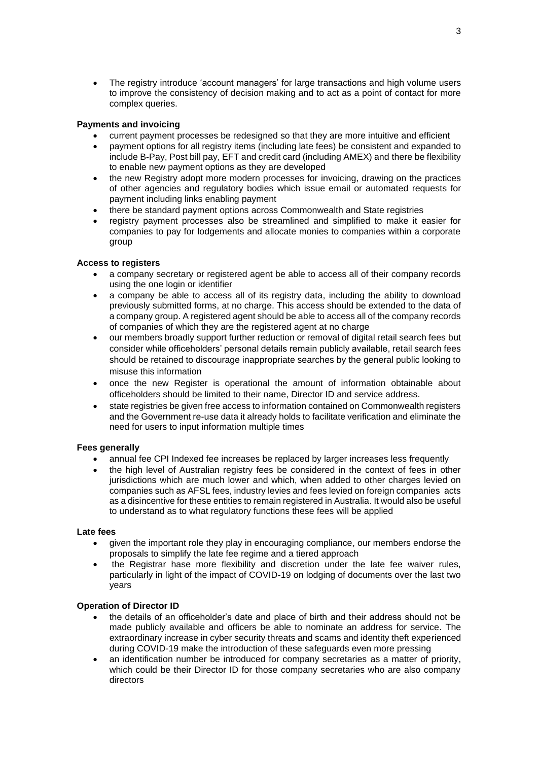- The registry introduce 'account managers' for large transactions and high volume users to improve the consistency of decision making and to act as a point of contact for more complex queries.

**Payments and invoicing**

- current payment processes be redesigned so that they are more intuitive and efficient
- payment options for all registry items (including late fees) be consistent and expanded to include B-Pay, Post bill pay, EFT and credit card (including AMEX) and there be flexibility to enable new payment options as they are developed
- the new Registry adopt more modern processes for invoicing, drawing on the practices of other agencies and regulatory bodies which issue email or automated requests for payment including links enabling payment
- there be standard payment options across Commonwealth and State registries
- registry payment processes also be streamlined and simplified to make it easier for companies to pay for lodgements and allocate monies to companies within a corporate group

**Access to registers**

- a company secretary or registered agent be able to access all of their company records using the one login or identifier
- a company be able to access all of its registry data, including the ability to download previously submitted forms, at no charge. This access should be extended to the data of a company group. A registered agent should be able to access all of the company records of companies of which they are the registered agent at no charge
- our members broadly support further reduction or removal of digital retail search fees but consider while officeholders' personal details remain publicly available, retail search fees should be retained to discourage inappropriate searches by the general public looking to misuse this information
- once the new Register is operational the amount of information obtainable about officeholders should be limited to their name, Director ID and service address.
- state registries be given free access to information contained on Commonwealth registers and the Government re-use data it already holds to facilitate verification and eliminate the need for users to input information multiple times

**Fees generally**

- annual fee CPI Indexed fee increases be replaced by larger increases less frequently
- the high level of Australian registry fees be considered in the context of fees in other jurisdictions which are much lower and which, when added to other charges levied on companies such as AFSL fees, industry levies and fees levied on foreign companies acts as a disincentive for these entities to remain registered in Australia. It would also be useful to understand as to what regulatory functions these fees will be applied

**Late fees**

- given the important role they play in encouraging compliance, our members endorse the proposals to simplify the late fee regime and a tiered approach
- the Registrar hase more flexibility and discretion under the late fee waiver rules, particularly in light of the impact of COVID-19 on lodging of documents over the last two years

**Operation of Director ID**

- the details of an officeholder's date and place of birth and their address should not be made publicly available and officers be able to nominate an address for service. The extraordinary increase in cyber security threats and scams and identity theft experienced during COVID-19 make the introduction of these safeguards even more pressing
- an identification number be introduced for company secretaries as a matter of priority, which could be their Director ID for those company secretaries who are also company directors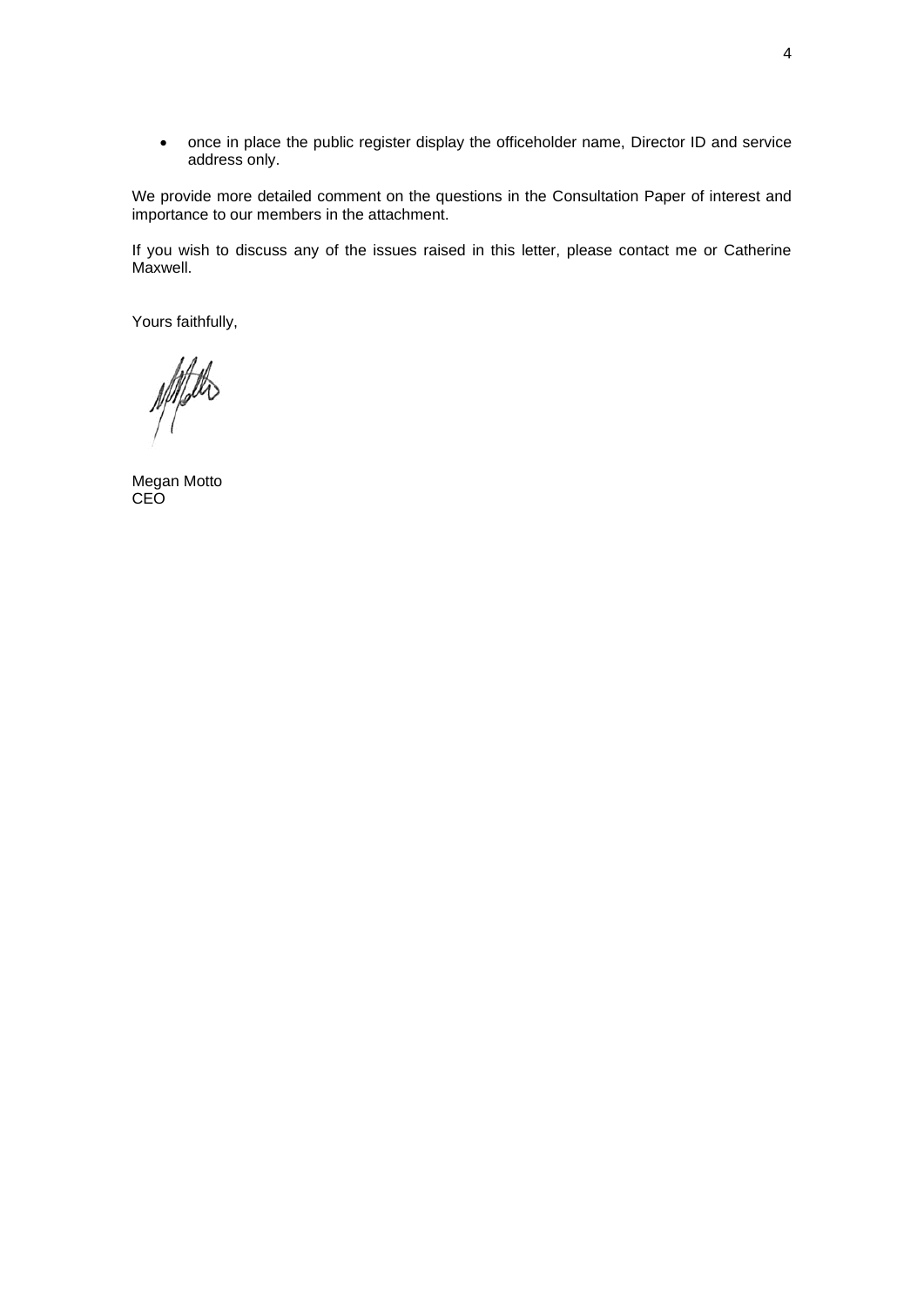- once in place the public register display the officeholder name, Director ID and service address only.

We provide more detailed comment on the questions in the Consultation Paper of interest and importance to our members in the attachment.

If you wish to discuss any of the issues raised in this letter, please contact me or Catherine Maxwell.

Yours faithfully,

Megan Motto
CEO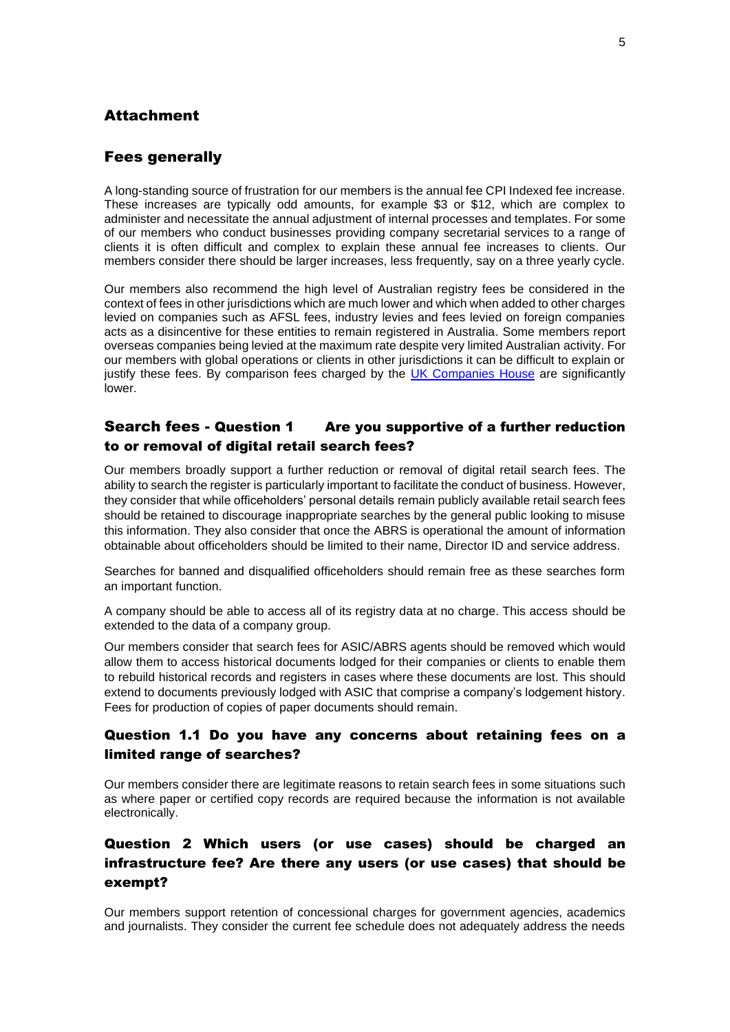## Attachment

## Fees generally

A long-standing source of frustration for our members is the annual fee CPI Indexed fee increase. These increases are typically odd amounts, for example $3 or $12, which are complex to administer and necessitate the annual adjustment of internal processes and templates. For some of our members who conduct businesses providing company secretarial services to a range of clients it is often difficult and complex to explain these annual fee increases to clients. Our members consider there should be larger increases, less frequently, say on a three yearly cycle.

Our members also recommend the high level of Australian registry fees be considered in the context of fees in other jurisdictions which are much lower and which when added to other charges levied on companies such as AFSL fees, industry levies and fees levied on foreign companies acts as a disincentive for these entities to remain registered in Australia. Some members report overseas companies being levied at the maximum rate despite very limited Australian activity. For our members with global operations or clients in other jurisdictions it can be difficult to explain or justify these fees. By comparison fees charged by the UK Companies House are significantly lower.

## Search fees - Question 1 Are you supportive of a further reduction to or removal of digital retail search fees?

Our members broadly support a further reduction or removal of digital retail search fees. The ability to search the register is particularly important to facilitate the conduct of business. However, they consider that while officeholders' personal details remain publicly available retail search fees should be retained to discourage inappropriate searches by the general public looking to misuse this information. They also consider that once the ABRS is operational the amount of information obtainable about officeholders should be limited to their name, Director ID and service address.

Searches for banned and disqualified officeholders should remain free as these searches form an important function.

A company should be able to access all of its registry data at no charge. This access should be extended to the data of a company group.

Our members consider that search fees for ASIC/ABRS agents should be removed which would allow them to access historical documents lodged for their companies or clients to enable them to rebuild historical records and registers in cases where these documents are lost. This should extend to documents previously lodged with ASIC that comprise a company's lodgement history. Fees for production of copies of paper documents should remain.

## Question 1.1 Do you have any concerns about retaining fees on a limited range of searches?

Our members consider there are legitimate reasons to retain search fees in some situations such as where paper or certified copy records are required because the information is not available electronically.

## Question 2 Which users (or use cases) should be charged an infrastructure fee? Are there any users (or use cases) that should be exempt?

Our members support retention of concessional charges for government agencies, academics and journalists. They consider the current fee schedule does not adequately address the needs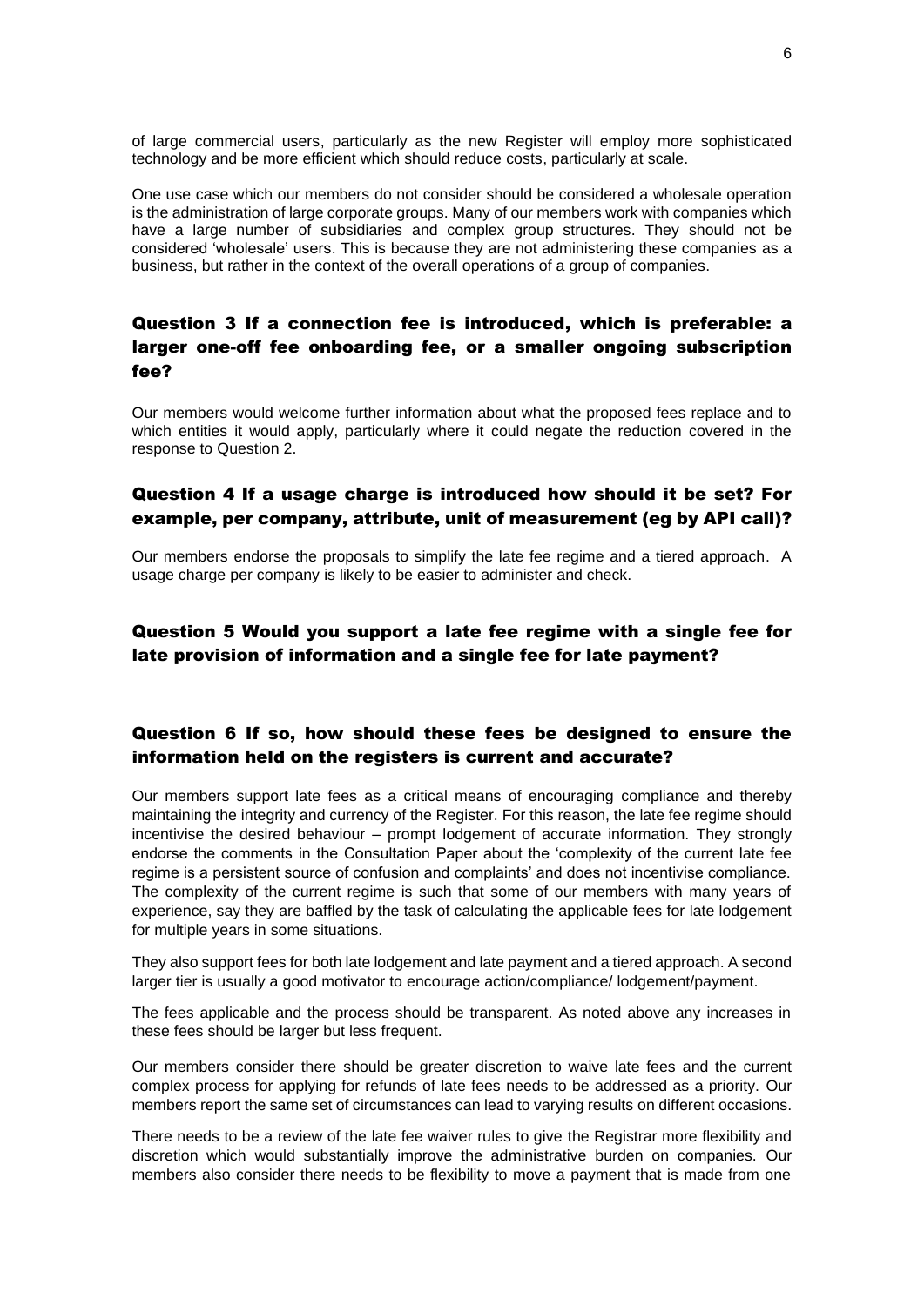of large commercial users, particularly as the new Register will employ more sophisticated technology and be more efficient which should reduce costs, particularly at scale.

One use case which our members do not consider should be considered a wholesale operation is the administration of large corporate groups. Many of our members work with companies which have a large number of subsidiaries and complex group structures. They should not be considered 'wholesale' users. This is because they are not administering these companies as a business, but rather in the context of the overall operations of a group of companies.

## Question 3 If a connection fee is introduced, which is preferable: a larger one-off fee onboarding fee, or a smaller ongoing subscription fee?

Our members would welcome further information about what the proposed fees replace and to which entities it would apply, particularly where it could negate the reduction covered in the response to Question 2.

## Question 4 If a usage charge is introduced how should it be set? For example, per company, attribute, unit of measurement (eg by API call)?

Our members endorse the proposals to simplify the late fee regime and a tiered approach. A usage charge per company is likely to be easier to administer and check.

## Question 5 Would you support a late fee regime with a single fee for late provision of information and a single fee for late payment?

## Question 6 If so, how should these fees be designed to ensure the information held on the registers is current and accurate?

Our members support late fees as a critical means of encouraging compliance and thereby maintaining the integrity and currency of the Register. For this reason, the late fee regime should incentivise the desired behaviour – prompt lodgement of accurate information. They strongly endorse the comments in the Consultation Paper about the 'complexity of the current late fee regime is a persistent source of confusion and complaints' and does not incentivise compliance. The complexity of the current regime is such that some of our members with many years of experience, say they are baffled by the task of calculating the applicable fees for late lodgement for multiple years in some situations.

They also support fees for both late lodgement and late payment and a tiered approach. A second larger tier is usually a good motivator to encourage action/compliance/ lodgement/payment.

The fees applicable and the process should be transparent. As noted above any increases in these fees should be larger but less frequent.

Our members consider there should be greater discretion to waive late fees and the current complex process for applying for refunds of late fees needs to be addressed as a priority. Our members report the same set of circumstances can lead to varying results on different occasions.

There needs to be a review of the late fee waiver rules to give the Registrar more flexibility and discretion which would substantially improve the administrative burden on companies. Our members also consider there needs to be flexibility to move a payment that is made from one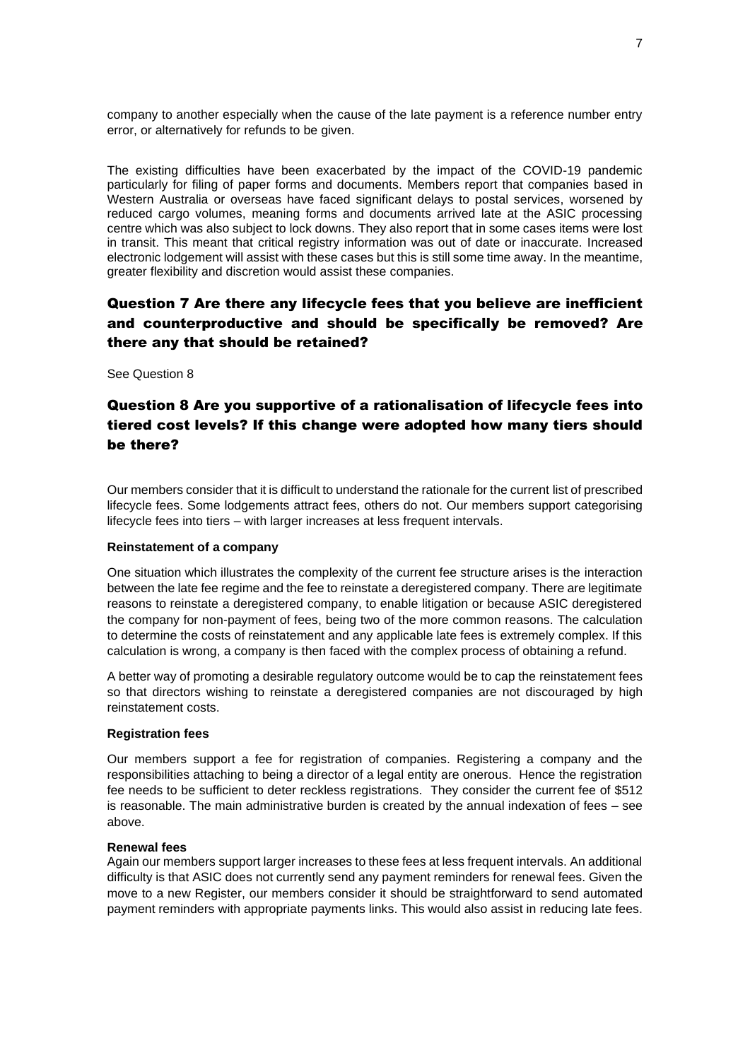company to another especially when the cause of the late payment is a reference number entry error, or alternatively for refunds to be given.

The existing difficulties have been exacerbated by the impact of the COVID-19 pandemic particularly for filing of paper forms and documents. Members report that companies based in Western Australia or overseas have faced significant delays to postal services, worsened by reduced cargo volumes, meaning forms and documents arrived late at the ASIC processing centre which was also subject to lock downs. They also report that in some cases items were lost in transit. This meant that critical registry information was out of date or inaccurate. Increased electronic lodgement will assist with these cases but this is still some time away. In the meantime, greater flexibility and discretion would assist these companies.

## Question 7 Are there any lifecycle fees that you believe are inefficient and counterproductive and should be specifically be removed? Are there any that should be retained?

See Question 8

## Question 8 Are you supportive of a rationalisation of lifecycle fees into tiered cost levels? If this change were adopted how many tiers should be there?

Our members consider that it is difficult to understand the rationale for the current list of prescribed lifecycle fees. Some lodgements attract fees, others do not. Our members support categorising lifecycle fees into tiers – with larger increases at less frequent intervals.

**Reinstatement of a company**

One situation which illustrates the complexity of the current fee structure arises is the interaction between the late fee regime and the fee to reinstate a deregistered company. There are legitimate reasons to reinstate a deregistered company, to enable litigation or because ASIC deregistered the company for non-payment of fees, being two of the more common reasons. The calculation to determine the costs of reinstatement and any applicable late fees is extremely complex. If this calculation is wrong, a company is then faced with the complex process of obtaining a refund.

A better way of promoting a desirable regulatory outcome would be to cap the reinstatement fees so that directors wishing to reinstate a deregistered companies are not discouraged by high reinstatement costs.

**Registration fees**

Our members support a fee for registration of companies. Registering a company and the responsibilities attaching to being a director of a legal entity are onerous. Hence the registration fee needs to be sufficient to deter reckless registrations. They consider the current fee of $512 is reasonable. The main administrative burden is created by the annual indexation of fees – see above.

**Renewal fees**

Again our members support larger increases to these fees at less frequent intervals. An additional difficulty is that ASIC does not currently send any payment reminders for renewal fees. Given the move to a new Register, our members consider it should be straightforward to send automated payment reminders with appropriate payments links. This would also assist in reducing late fees.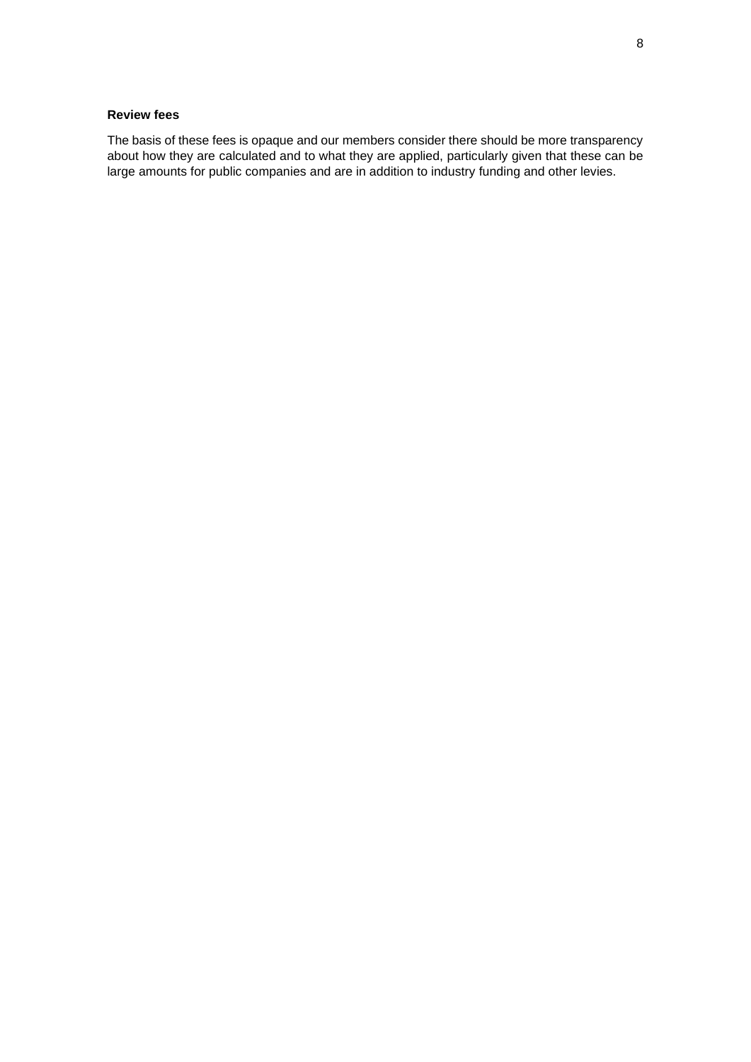**Review fees**

The basis of these fees is opaque and our members consider there should be more transparency about how they are calculated and to what they are applied, particularly given that these can be large amounts for public companies and are in addition to industry funding and other levies.